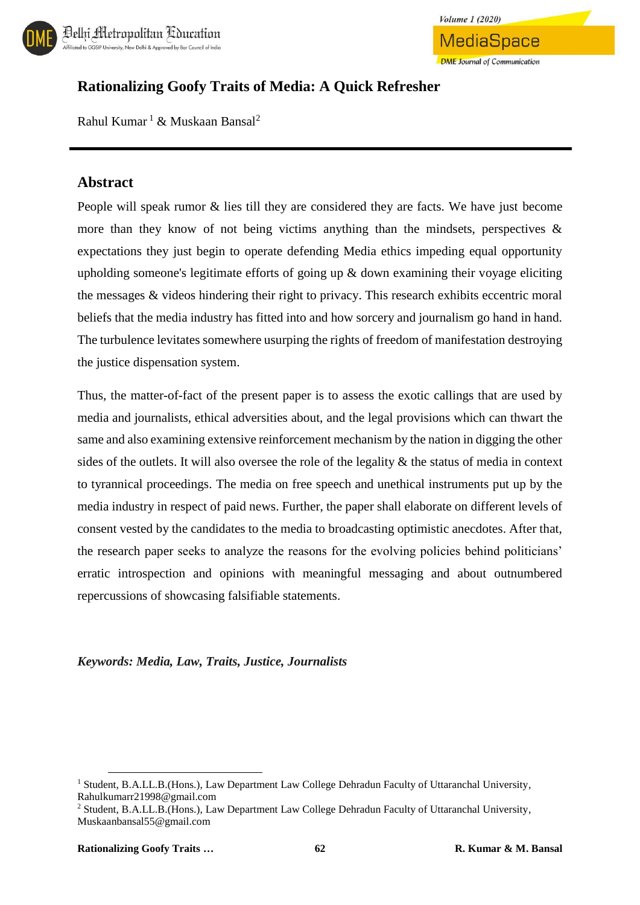# Rationalizing Goofy Traits of Media: A Quick Refresher

Rahul Kumar [1] & Muskaan Bansal[2]

## Abstract

People will speak rumor & lies till they are considered they are facts. We have just become more than they know of not being victims anything than the mindsets, perspectives & expectations they just begin to operate defending Media ethics impeding equal opportunity upholding someone's legitimate efforts of going up & down examining their voyage eliciting the messages & videos hindering their right to privacy. This research exhibits eccentric moral beliefs that the media industry has fitted into and how sorcery and journalism go hand in hand. The turbulence levitates somewhere usurping the rights of freedom of manifestation destroying the justice dispensation system.

Thus, the matter-of-fact of the present paper is to assess the exotic callings that are used by media and journalists, ethical adversities about, and the legal provisions which can thwart the same and also examining extensive reinforcement mechanism by the nation in digging the other sides of the outlets. It will also oversee the role of the legality & the status of media in context to tyrannical proceedings. The media on free speech and unethical instruments put up by the media industry in respect of paid news. Further, the paper shall elaborate on different levels of consent vested by the candidates to the media to broadcasting optimistic anecdotes. After that, the research paper seeks to analyze the reasons for the evolving policies behind politicians' erratic introspection and opinions with meaningful messaging and about outnumbered repercussions of showcasing falsifiable statements.

***Keywords: Media, Law, Traits, Justice, Journalists***

---

[1] Student, B.A.LL.B.(Hons.), Law Department Law College Dehradun Faculty of Uttaranchal University, Rahulkumarr21998@gmail.com

[2] Student, B.A.LL.B.(Hons.), Law Department Law College Dehradun Faculty of Uttaranchal University, Muskaanbansal55@gmail.com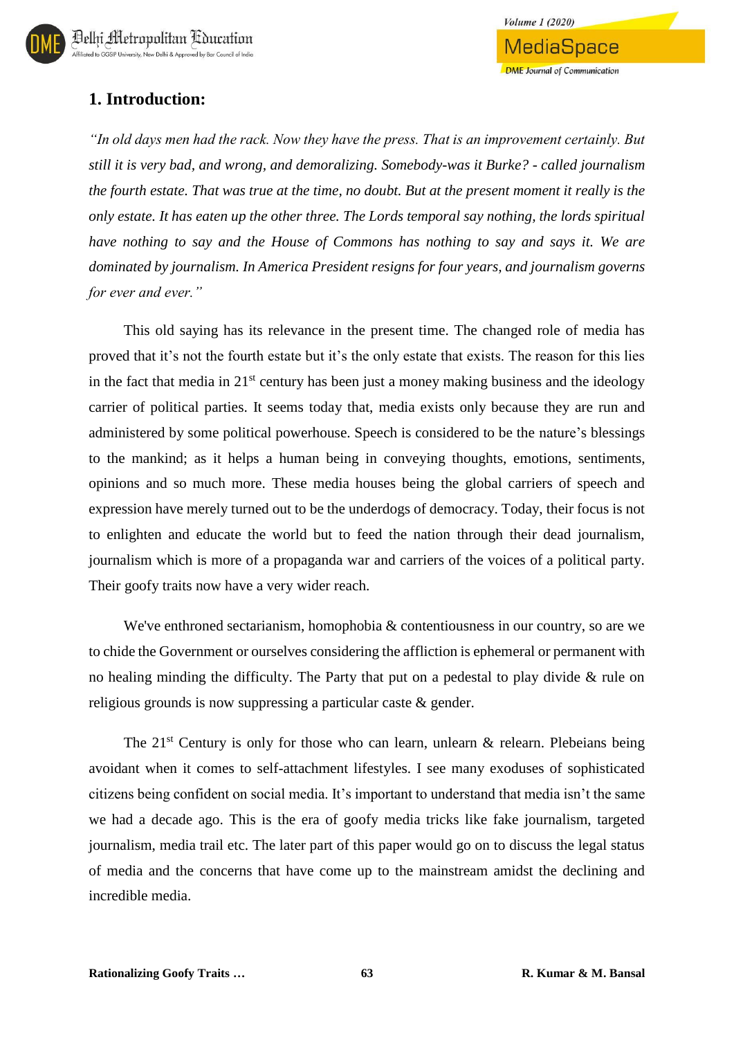## 1. Introduction:

*"In old days men had the rack. Now they have the press. That is an improvement certainly. But still it is very bad, and wrong, and demoralizing. Somebody-was it Burke? - called journalism the fourth estate. That was true at the time, no doubt. But at the present moment it really is the only estate. It has eaten up the other three. The Lords temporal say nothing, the lords spiritual have nothing to say and the House of Commons has nothing to say and says it. We are dominated by journalism. In America President resigns for four years, and journalism governs for ever and ever."*

This old saying has its relevance in the present time. The changed role of media has proved that it's not the fourth estate but it's the only estate that exists. The reason for this lies in the fact that media in 21st century has been just a money making business and the ideology carrier of political parties. It seems today that, media exists only because they are run and administered by some political powerhouse. Speech is considered to be the nature's blessings to the mankind; as it helps a human being in conveying thoughts, emotions, sentiments, opinions and so much more. These media houses being the global carriers of speech and expression have merely turned out to be the underdogs of democracy. Today, their focus is not to enlighten and educate the world but to feed the nation through their dead journalism, journalism which is more of a propaganda war and carriers of the voices of a political party. Their goofy traits now have a very wider reach.

We've enthroned sectarianism, homophobia & contentiousness in our country, so are we to chide the Government or ourselves considering the affliction is ephemeral or permanent with no healing minding the difficulty. The Party that put on a pedestal to play divide & rule on religious grounds is now suppressing a particular caste & gender.

The 21st Century is only for those who can learn, unlearn & relearn. Plebeians being avoidant when it comes to self-attachment lifestyles. I see many exoduses of sophisticated citizens being confident on social media. It's important to understand that media isn't the same we had a decade ago. This is the era of goofy media tricks like fake journalism, targeted journalism, media trail etc. The later part of this paper would go on to discuss the legal status of media and the concerns that have come up to the mainstream amidst the declining and incredible media.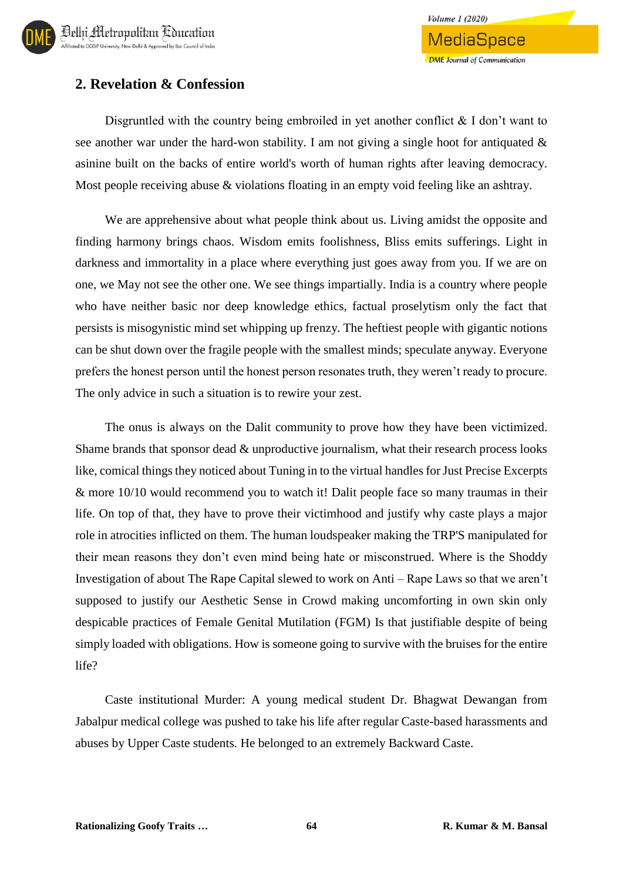## 2. Revelation & Confession

Disgruntled with the country being embroiled in yet another conflict & I don't want to see another war under the hard-won stability. I am not giving a single hoot for antiquated & asinine built on the backs of entire world's worth of human rights after leaving democracy. Most people receiving abuse & violations floating in an empty void feeling like an ashtray.

We are apprehensive about what people think about us. Living amidst the opposite and finding harmony brings chaos. Wisdom emits foolishness, Bliss emits sufferings. Light in darkness and immortality in a place where everything just goes away from you. If we are on one, we May not see the other one. We see things impartially. India is a country where people who have neither basic nor deep knowledge ethics, factual proselytism only the fact that persists is misogynistic mind set whipping up frenzy. The heftiest people with gigantic notions can be shut down over the fragile people with the smallest minds; speculate anyway. Everyone prefers the honest person until the honest person resonates truth, they weren't ready to procure. The only advice in such a situation is to rewire your zest.

The onus is always on the Dalit community to prove how they have been victimized. Shame brands that sponsor dead & unproductive journalism, what their research process looks like, comical things they noticed about Tuning in to the virtual handles for Just Precise Excerpts & more 10/10 would recommend you to watch it! Dalit people face so many traumas in their life. On top of that, they have to prove their victimhood and justify why caste plays a major role in atrocities inflicted on them. The human loudspeaker making the TRP'S manipulated for their mean reasons they don't even mind being hate or misconstrued. Where is the Shoddy Investigation of about The Rape Capital slewed to work on Anti – Rape Laws so that we aren't supposed to justify our Aesthetic Sense in Crowd making uncomforting in own skin only despicable practices of Female Genital Mutilation (FGM) Is that justifiable despite of being simply loaded with obligations. How is someone going to survive with the bruises for the entire life?

Caste institutional Murder: A young medical student Dr. Bhagwat Dewangan from Jabalpur medical college was pushed to take his life after regular Caste-based harassments and abuses by Upper Caste students. He belonged to an extremely Backward Caste.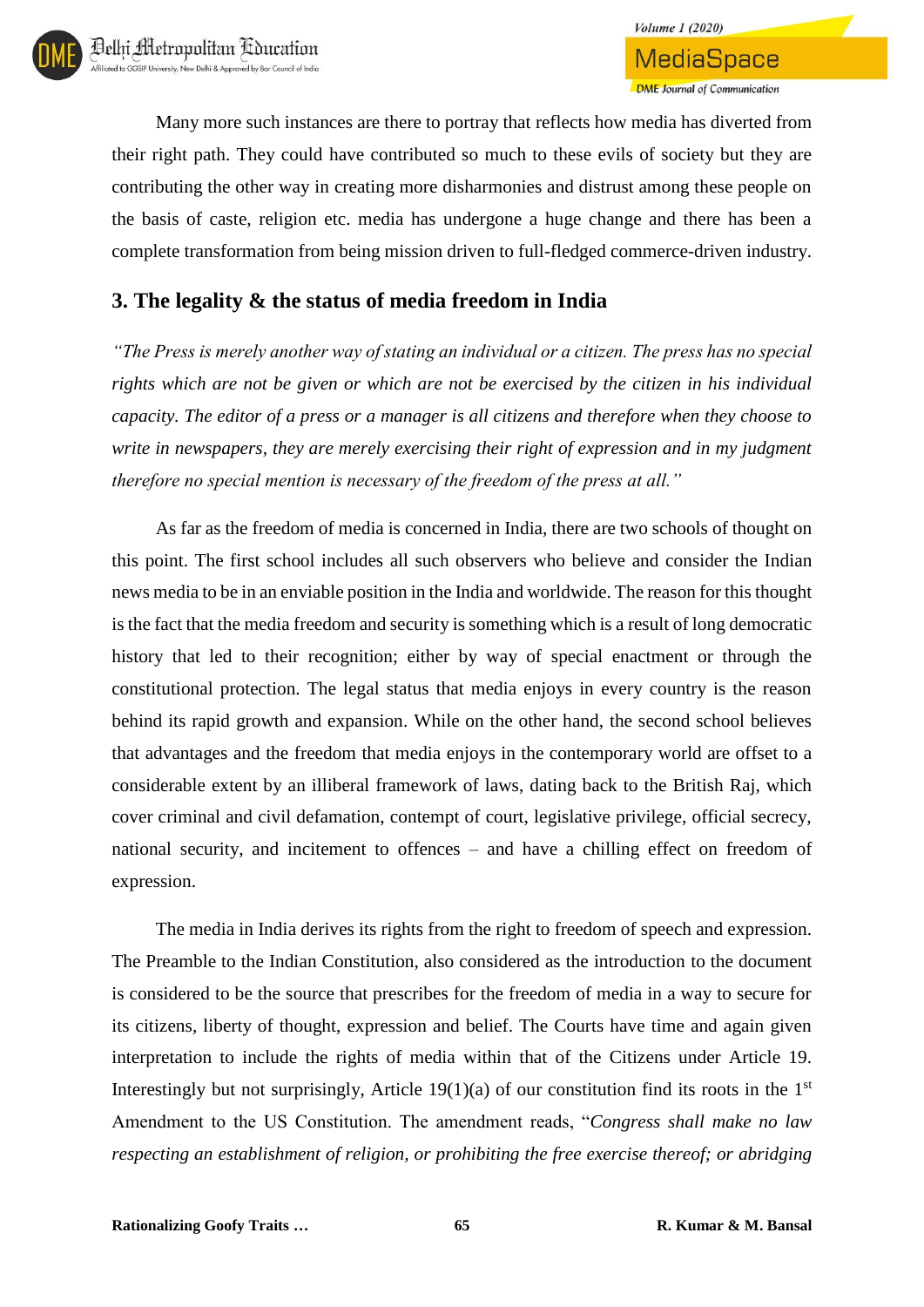Many more such instances are there to portray that reflects how media has diverted from their right path. They could have contributed so much to these evils of society but they are contributing the other way in creating more disharmonies and distrust among these people on the basis of caste, religion etc. media has undergone a huge change and there has been a complete transformation from being mission driven to full-fledged commerce-driven industry.

## 3. The legality & the status of media freedom in India

*"The Press is merely another way of stating an individual or a citizen. The press has no special rights which are not be given or which are not be exercised by the citizen in his individual capacity. The editor of a press or a manager is all citizens and therefore when they choose to write in newspapers, they are merely exercising their right of expression and in my judgment therefore no special mention is necessary of the freedom of the press at all."*

As far as the freedom of media is concerned in India, there are two schools of thought on this point. The first school includes all such observers who believe and consider the Indian news media to be in an enviable position in the India and worldwide. The reason for this thought is the fact that the media freedom and security is something which is a result of long democratic history that led to their recognition; either by way of special enactment or through the constitutional protection. The legal status that media enjoys in every country is the reason behind its rapid growth and expansion. While on the other hand, the second school believes that advantages and the freedom that media enjoys in the contemporary world are offset to a considerable extent by an illiberal framework of laws, dating back to the British Raj, which cover criminal and civil defamation, contempt of court, legislative privilege, official secrecy, national security, and incitement to offences – and have a chilling effect on freedom of expression.

The media in India derives its rights from the right to freedom of speech and expression. The Preamble to the Indian Constitution, also considered as the introduction to the document is considered to be the source that prescribes for the freedom of media in a way to secure for its citizens, liberty of thought, expression and belief. The Courts have time and again given interpretation to include the rights of media within that of the Citizens under Article 19. Interestingly but not surprisingly, Article 19(1)(a) of our constitution find its roots in the 1st Amendment to the US Constitution. The amendment reads, "*Congress shall make no law respecting an establishment of religion, or prohibiting the free exercise thereof; or abridging*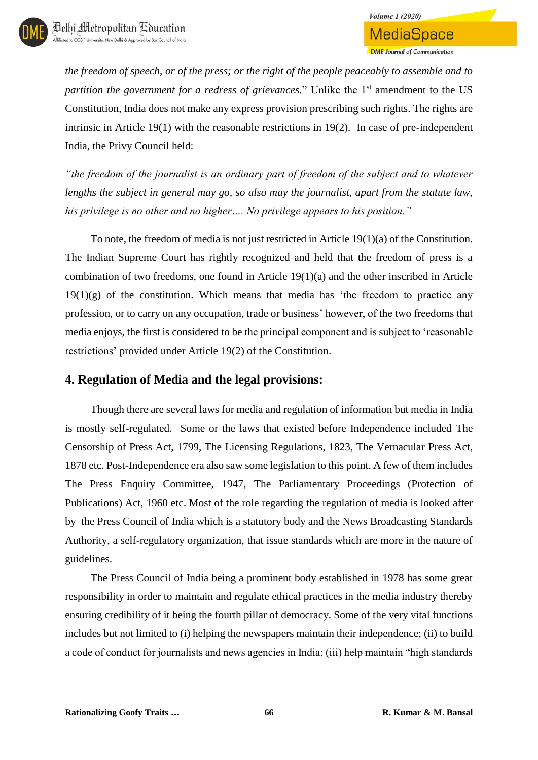*the freedom of speech, or of the press; or the right of the people peaceably to assemble and to partition the government for a redress of grievances.*" Unlike the 1st amendment to the US Constitution, India does not make any express provision prescribing such rights. The rights are intrinsic in Article 19(1) with the reasonable restrictions in 19(2). In case of pre-independent India, the Privy Council held:

*"the freedom of the journalist is an ordinary part of freedom of the subject and to whatever lengths the subject in general may go, so also may the journalist, apart from the statute law, his privilege is no other and no higher…. No privilege appears to his position."*

To note, the freedom of media is not just restricted in Article 19(1)(a) of the Constitution. The Indian Supreme Court has rightly recognized and held that the freedom of press is a combination of two freedoms, one found in Article 19(1)(a) and the other inscribed in Article 19(1)(g) of the constitution. Which means that media has 'the freedom to practice any profession, or to carry on any occupation, trade or business' however, of the two freedoms that media enjoys, the first is considered to be the principal component and is subject to 'reasonable restrictions' provided under Article 19(2) of the Constitution.

## 4. Regulation of Media and the legal provisions:

Though there are several laws for media and regulation of information but media in India is mostly self-regulated. Some or the laws that existed before Independence included The Censorship of Press Act, 1799, The Licensing Regulations, 1823, The Vernacular Press Act, 1878 etc. Post-Independence era also saw some legislation to this point. A few of them includes The Press Enquiry Committee, 1947, The Parliamentary Proceedings (Protection of Publications) Act, 1960 etc. Most of the role regarding the regulation of media is looked after by the Press Council of India which is a statutory body and the News Broadcasting Standards Authority, a self-regulatory organization, that issue standards which are more in the nature of guidelines.

The Press Council of India being a prominent body established in 1978 has some great responsibility in order to maintain and regulate ethical practices in the media industry thereby ensuring credibility of it being the fourth pillar of democracy. Some of the very vital functions includes but not limited to (i) helping the newspapers maintain their independence; (ii) to build a code of conduct for journalists and news agencies in India; (iii) help maintain "high standards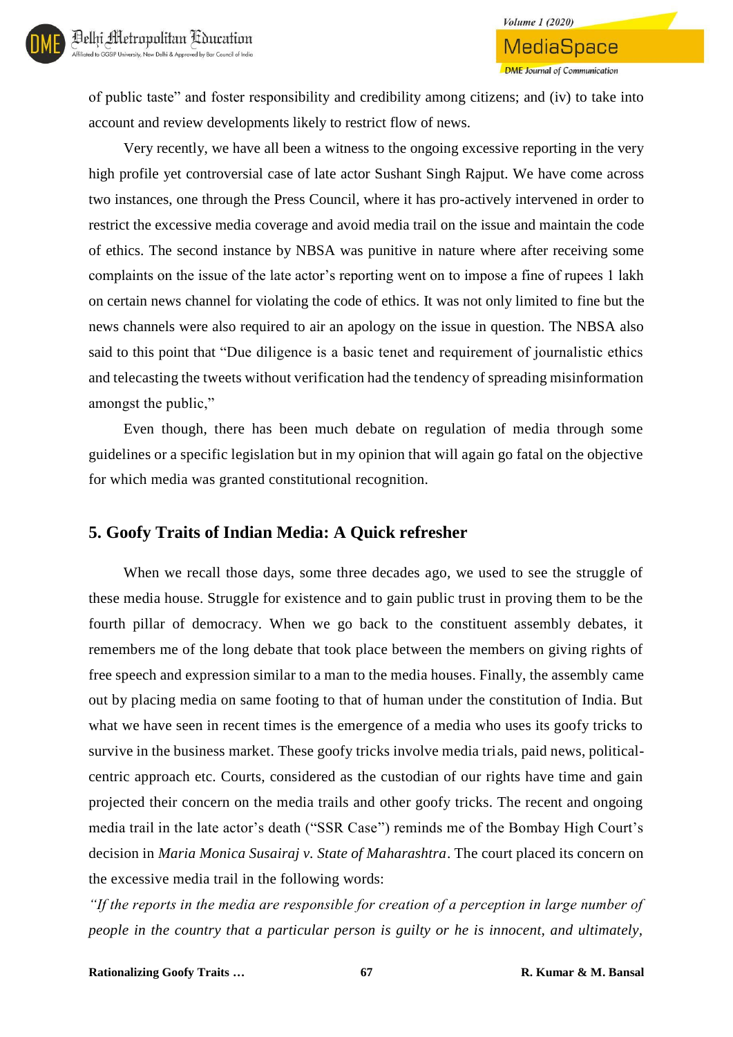of public taste" and foster responsibility and credibility among citizens; and (iv) to take into account and review developments likely to restrict flow of news.

Very recently, we have all been a witness to the ongoing excessive reporting in the very high profile yet controversial case of late actor Sushant Singh Rajput. We have come across two instances, one through the Press Council, where it has pro-actively intervened in order to restrict the excessive media coverage and avoid media trail on the issue and maintain the code of ethics. The second instance by NBSA was punitive in nature where after receiving some complaints on the issue of the late actor's reporting went on to impose a fine of rupees 1 lakh on certain news channel for violating the code of ethics. It was not only limited to fine but the news channels were also required to air an apology on the issue in question. The NBSA also said to this point that "Due diligence is a basic tenet and requirement of journalistic ethics and telecasting the tweets without verification had the tendency of spreading misinformation amongst the public,"

Even though, there has been much debate on regulation of media through some guidelines or a specific legislation but in my opinion that will again go fatal on the objective for which media was granted constitutional recognition.

## 5. Goofy Traits of Indian Media: A Quick refresher

When we recall those days, some three decades ago, we used to see the struggle of these media house. Struggle for existence and to gain public trust in proving them to be the fourth pillar of democracy. When we go back to the constituent assembly debates, it remembers me of the long debate that took place between the members on giving rights of free speech and expression similar to a man to the media houses. Finally, the assembly came out by placing media on same footing to that of human under the constitution of India. But what we have seen in recent times is the emergence of a media who uses its goofy tricks to survive in the business market. These goofy tricks involve media trials, paid news, political-centric approach etc. Courts, considered as the custodian of our rights have time and gain projected their concern on the media trails and other goofy tricks. The recent and ongoing media trail in the late actor's death ("SSR Case") reminds me of the Bombay High Court's decision in *Maria Monica Susairaj v. State of Maharashtra*. The court placed its concern on the excessive media trail in the following words:

*"If the reports in the media are responsible for creation of a perception in large number of people in the country that a particular person is guilty or he is innocent, and ultimately,*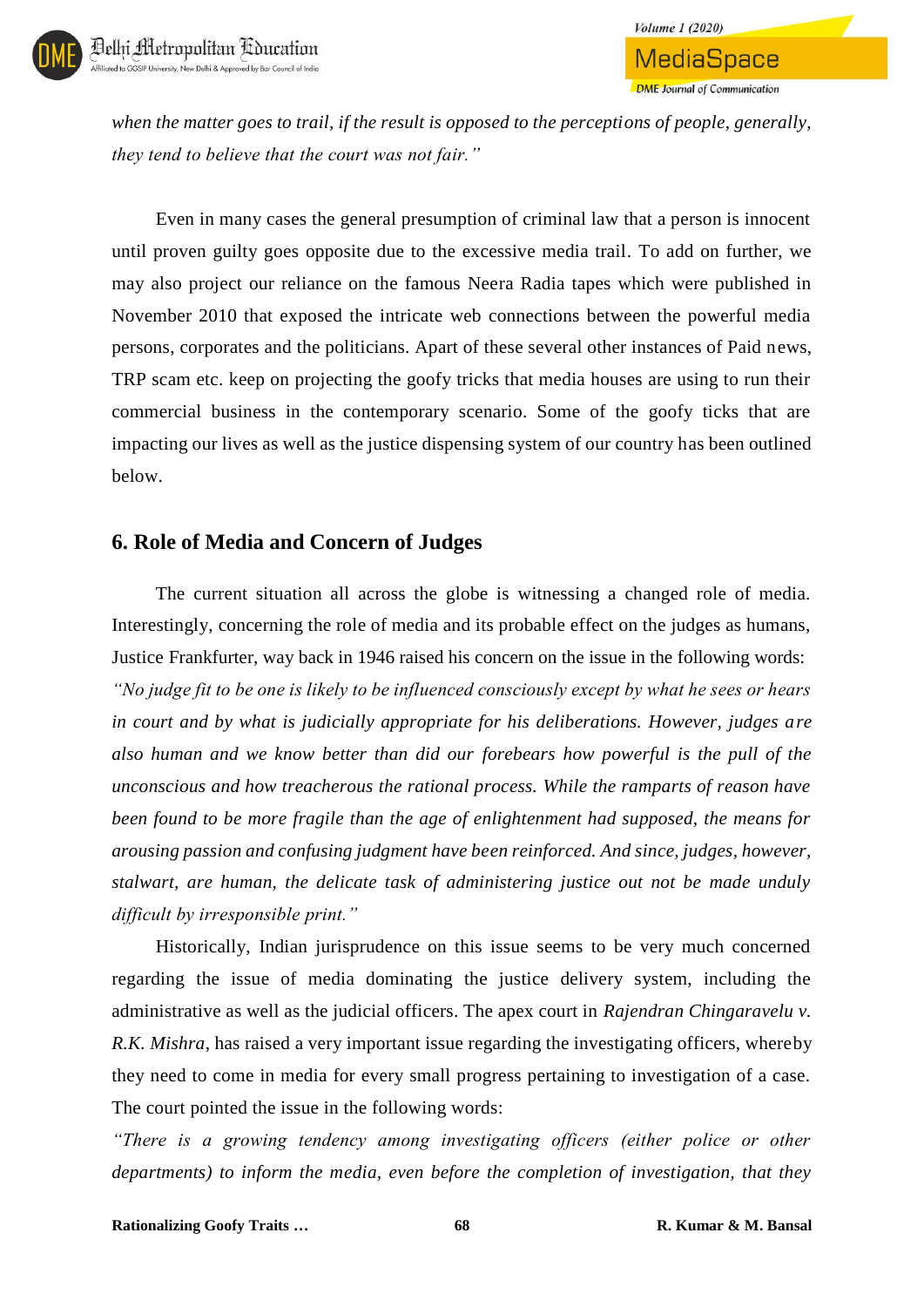*when the matter goes to trail, if the result is opposed to the perceptions of people, generally, they tend to believe that the court was not fair."*

Even in many cases the general presumption of criminal law that a person is innocent until proven guilty goes opposite due to the excessive media trail. To add on further, we may also project our reliance on the famous Neera Radia tapes which were published in November 2010 that exposed the intricate web connections between the powerful media persons, corporates and the politicians. Apart of these several other instances of Paid news, TRP scam etc. keep on projecting the goofy tricks that media houses are using to run their commercial business in the contemporary scenario. Some of the goofy ticks that are impacting our lives as well as the justice dispensing system of our country has been outlined below.

## 6. Role of Media and Concern of Judges

The current situation all across the globe is witnessing a changed role of media. Interestingly, concerning the role of media and its probable effect on the judges as humans, Justice Frankfurter, way back in 1946 raised his concern on the issue in the following words: *"No judge fit to be one is likely to be influenced consciously except by what he sees or hears in court and by what is judicially appropriate for his deliberations. However, judges are also human and we know better than did our forebears how powerful is the pull of the unconscious and how treacherous the rational process. While the ramparts of reason have been found to be more fragile than the age of enlightenment had supposed, the means for arousing passion and confusing judgment have been reinforced. And since, judges, however, stalwart, are human, the delicate task of administering justice out not be made unduly difficult by irresponsible print."*

Historically, Indian jurisprudence on this issue seems to be very much concerned regarding the issue of media dominating the justice delivery system, including the administrative as well as the judicial officers. The apex court in *Rajendran Chingaravelu v. R.K. Mishra*, has raised a very important issue regarding the investigating officers, whereby they need to come in media for every small progress pertaining to investigation of a case. The court pointed the issue in the following words:

*"There is a growing tendency among investigating officers (either police or other departments) to inform the media, even before the completion of investigation, that they*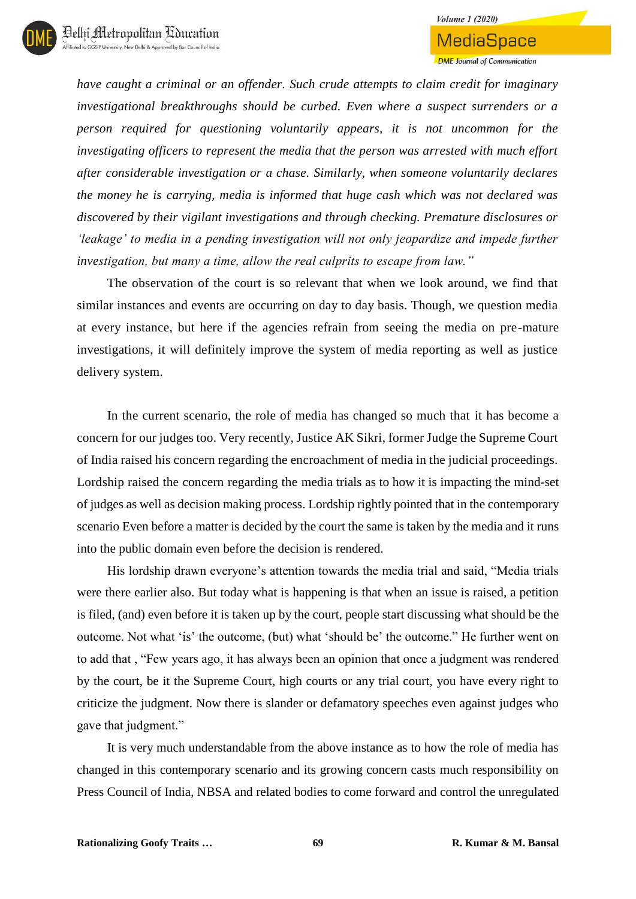*have caught a criminal or an offender. Such crude attempts to claim credit for imaginary investigational breakthroughs should be curbed. Even where a suspect surrenders or a person required for questioning voluntarily appears, it is not uncommon for the investigating officers to represent the media that the person was arrested with much effort after considerable investigation or a chase. Similarly, when someone voluntarily declares the money he is carrying, media is informed that huge cash which was not declared was discovered by their vigilant investigations and through checking. Premature disclosures or 'leakage' to media in a pending investigation will not only jeopardize and impede further investigation, but many a time, allow the real culprits to escape from law."*

The observation of the court is so relevant that when we look around, we find that similar instances and events are occurring on day to day basis. Though, we question media at every instance, but here if the agencies refrain from seeing the media on pre-mature investigations, it will definitely improve the system of media reporting as well as justice delivery system.

In the current scenario, the role of media has changed so much that it has become a concern for our judges too. Very recently, Justice AK Sikri, former Judge the Supreme Court of India raised his concern regarding the encroachment of media in the judicial proceedings. Lordship raised the concern regarding the media trials as to how it is impacting the mind-set of judges as well as decision making process. Lordship rightly pointed that in the contemporary scenario Even before a matter is decided by the court the same is taken by the media and it runs into the public domain even before the decision is rendered.

His lordship drawn everyone's attention towards the media trial and said, "Media trials were there earlier also. But today what is happening is that when an issue is raised, a petition is filed, (and) even before it is taken up by the court, people start discussing what should be the outcome. Not what 'is' the outcome, (but) what 'should be' the outcome." He further went on to add that , "Few years ago, it has always been an opinion that once a judgment was rendered by the court, be it the Supreme Court, high courts or any trial court, you have every right to criticize the judgment. Now there is slander or defamatory speeches even against judges who gave that judgment."

It is very much understandable from the above instance as to how the role of media has changed in this contemporary scenario and its growing concern casts much responsibility on Press Council of India, NBSA and related bodies to come forward and control the unregulated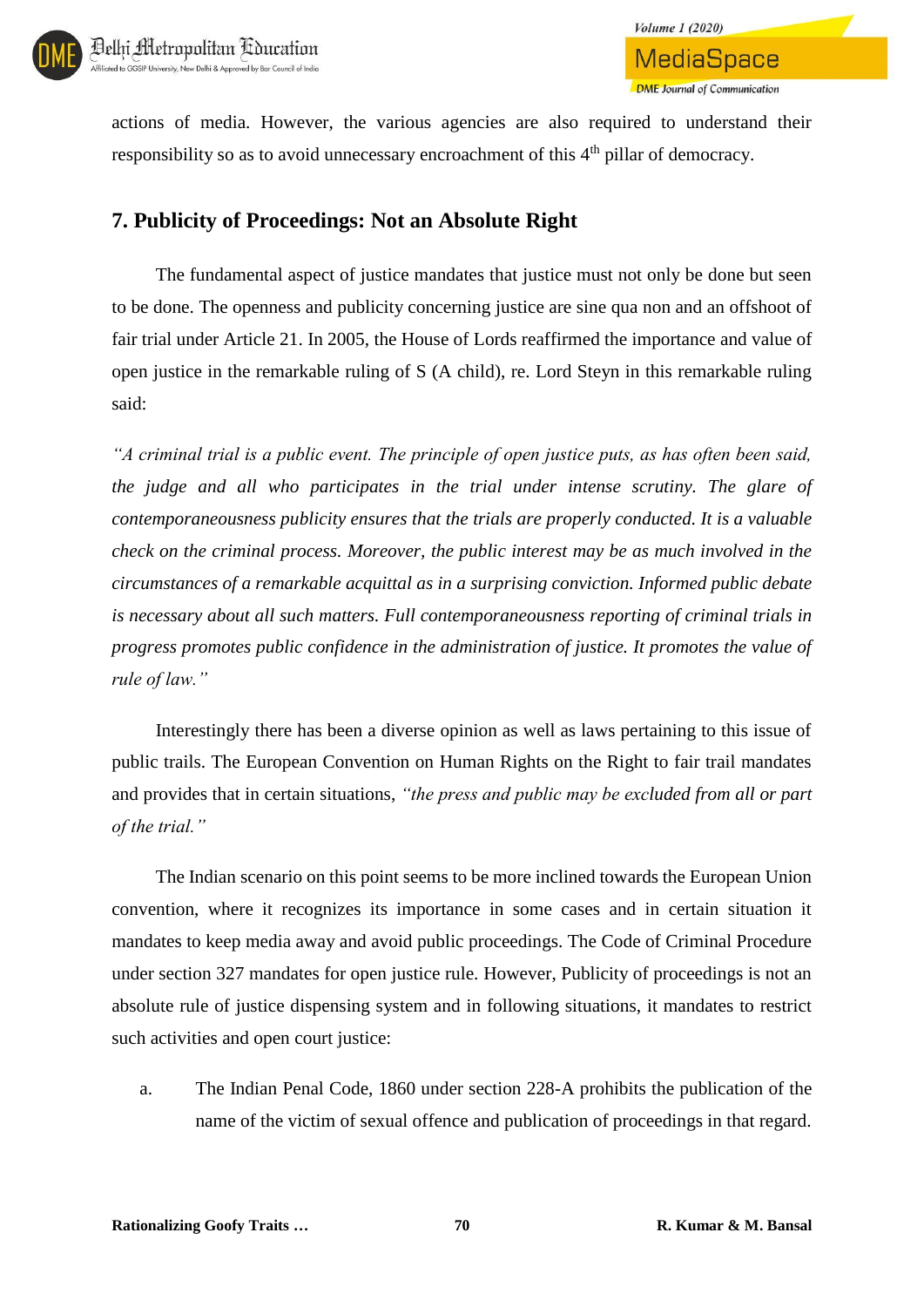actions of media. However, the various agencies are also required to understand their responsibility so as to avoid unnecessary encroachment of this 4th pillar of democracy.

## 7. Publicity of Proceedings: Not an Absolute Right

The fundamental aspect of justice mandates that justice must not only be done but seen to be done. The openness and publicity concerning justice are sine qua non and an offshoot of fair trial under Article 21. In 2005, the House of Lords reaffirmed the importance and value of open justice in the remarkable ruling of S (A child), re. Lord Steyn in this remarkable ruling said:

*"A criminal trial is a public event. The principle of open justice puts, as has often been said, the judge and all who participates in the trial under intense scrutiny. The glare of contemporaneousness publicity ensures that the trials are properly conducted. It is a valuable check on the criminal process. Moreover, the public interest may be as much involved in the circumstances of a remarkable acquittal as in a surprising conviction. Informed public debate is necessary about all such matters. Full contemporaneousness reporting of criminal trials in progress promotes public confidence in the administration of justice. It promotes the value of rule of law."*

Interestingly there has been a diverse opinion as well as laws pertaining to this issue of public trails. The European Convention on Human Rights on the Right to fair trail mandates and provides that in certain situations, *"the press and public may be excluded from all or part of the trial."*

The Indian scenario on this point seems to be more inclined towards the European Union convention, where it recognizes its importance in some cases and in certain situation it mandates to keep media away and avoid public proceedings. The Code of Criminal Procedure under section 327 mandates for open justice rule. However, Publicity of proceedings is not an absolute rule of justice dispensing system and in following situations, it mandates to restrict such activities and open court justice:

a. The Indian Penal Code, 1860 under section 228-A prohibits the publication of the name of the victim of sexual offence and publication of proceedings in that regard.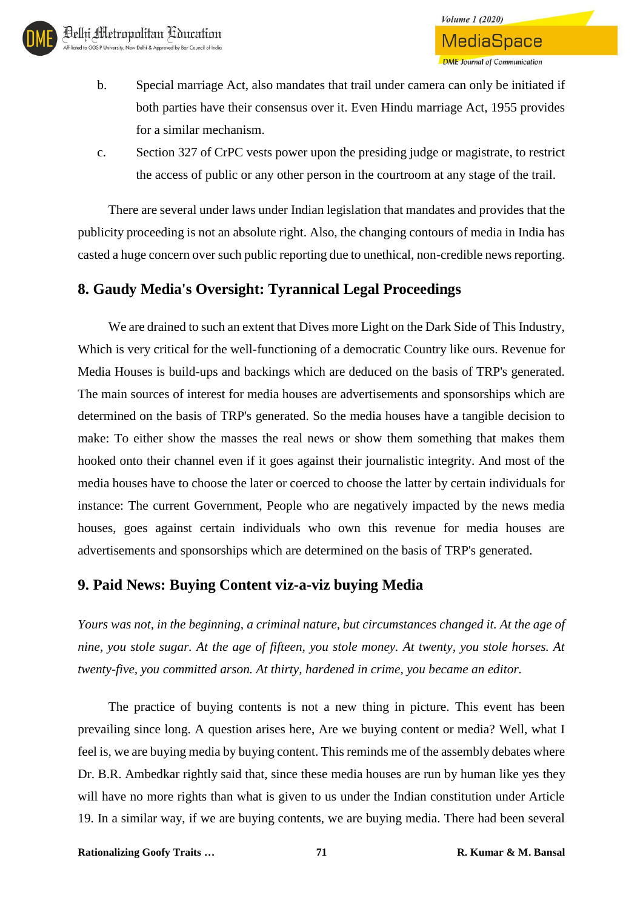b. Special marriage Act, also mandates that trail under camera can only be initiated if both parties have their consensus over it. Even Hindu marriage Act, 1955 provides for a similar mechanism.

c. Section 327 of CrPC vests power upon the presiding judge or magistrate, to restrict the access of public or any other person in the courtroom at any stage of the trail.

There are several under laws under Indian legislation that mandates and provides that the publicity proceeding is not an absolute right. Also, the changing contours of media in India has casted a huge concern over such public reporting due to unethical, non-credible news reporting.

## 8. Gaudy Media's Oversight: Tyrannical Legal Proceedings

We are drained to such an extent that Dives more Light on the Dark Side of This Industry, Which is very critical for the well-functioning of a democratic Country like ours. Revenue for Media Houses is build-ups and backings which are deduced on the basis of TRP's generated. The main sources of interest for media houses are advertisements and sponsorships which are determined on the basis of TRP's generated. So the media houses have a tangible decision to make: To either show the masses the real news or show them something that makes them hooked onto their channel even if it goes against their journalistic integrity. And most of the media houses have to choose the later or coerced to choose the latter by certain individuals for instance: The current Government, People who are negatively impacted by the news media houses, goes against certain individuals who own this revenue for media houses are advertisements and sponsorships which are determined on the basis of TRP's generated.

## 9. Paid News: Buying Content viz-a-viz buying Media

*Yours was not, in the beginning, a criminal nature, but circumstances changed it. At the age of nine, you stole sugar. At the age of fifteen, you stole money. At twenty, you stole horses. At twenty-five, you committed arson. At thirty, hardened in crime, you became an editor.*

The practice of buying contents is not a new thing in picture. This event has been prevailing since long. A question arises here, Are we buying content or media? Well, what I feel is, we are buying media by buying content. This reminds me of the assembly debates where Dr. B.R. Ambedkar rightly said that, since these media houses are run by human like yes they will have no more rights than what is given to us under the Indian constitution under Article 19. In a similar way, if we are buying contents, we are buying media. There had been several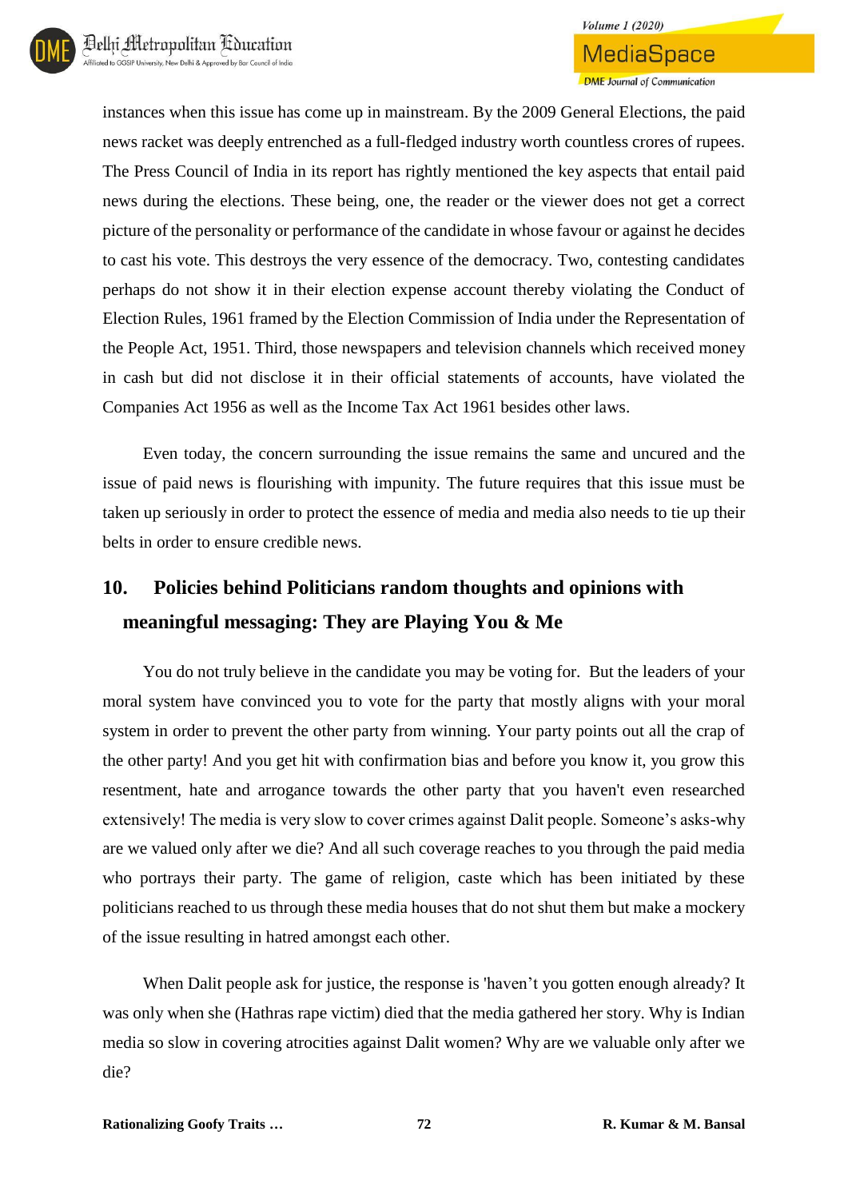instances when this issue has come up in mainstream. By the 2009 General Elections, the paid news racket was deeply entrenched as a full-fledged industry worth countless crores of rupees. The Press Council of India in its report has rightly mentioned the key aspects that entail paid news during the elections. These being, one, the reader or the viewer does not get a correct picture of the personality or performance of the candidate in whose favour or against he decides to cast his vote. This destroys the very essence of the democracy. Two, contesting candidates perhaps do not show it in their election expense account thereby violating the Conduct of Election Rules, 1961 framed by the Election Commission of India under the Representation of the People Act, 1951. Third, those newspapers and television channels which received money in cash but did not disclose it in their official statements of accounts, have violated the Companies Act 1956 as well as the Income Tax Act 1961 besides other laws.

Even today, the concern surrounding the issue remains the same and uncured and the issue of paid news is flourishing with impunity. The future requires that this issue must be taken up seriously in order to protect the essence of media and media also needs to tie up their belts in order to ensure credible news.

## 10. Policies behind Politicians random thoughts and opinions with meaningful messaging: They are Playing You & Me

You do not truly believe in the candidate you may be voting for. But the leaders of your moral system have convinced you to vote for the party that mostly aligns with your moral system in order to prevent the other party from winning. Your party points out all the crap of the other party! And you get hit with confirmation bias and before you know it, you grow this resentment, hate and arrogance towards the other party that you haven't even researched extensively! The media is very slow to cover crimes against Dalit people. Someone's asks-why are we valued only after we die? And all such coverage reaches to you through the paid media who portrays their party. The game of religion, caste which has been initiated by these politicians reached to us through these media houses that do not shut them but make a mockery of the issue resulting in hatred amongst each other.

When Dalit people ask for justice, the response is 'haven't you gotten enough already? It was only when she (Hathras rape victim) died that the media gathered her story. Why is Indian media so slow in covering atrocities against Dalit women? Why are we valuable only after we die?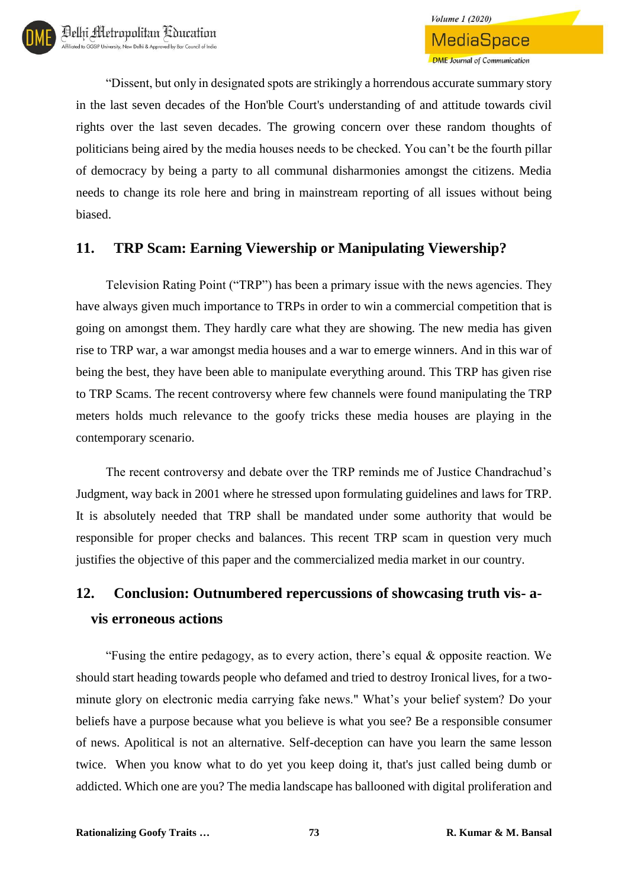"Dissent, but only in designated spots are strikingly a horrendous accurate summary story in the last seven decades of the Hon'ble Court's understanding of and attitude towards civil rights over the last seven decades. The growing concern over these random thoughts of politicians being aired by the media houses needs to be checked. You can't be the fourth pillar of democracy by being a party to all communal disharmonies amongst the citizens. Media needs to change its role here and bring in mainstream reporting of all issues without being biased.

## 11. TRP Scam: Earning Viewership or Manipulating Viewership?

Television Rating Point ("TRP") has been a primary issue with the news agencies. They have always given much importance to TRPs in order to win a commercial competition that is going on amongst them. They hardly care what they are showing. The new media has given rise to TRP war, a war amongst media houses and a war to emerge winners. And in this war of being the best, they have been able to manipulate everything around. This TRP has given rise to TRP Scams. The recent controversy where few channels were found manipulating the TRP meters holds much relevance to the goofy tricks these media houses are playing in the contemporary scenario.

The recent controversy and debate over the TRP reminds me of Justice Chandrachud's Judgment, way back in 2001 where he stressed upon formulating guidelines and laws for TRP. It is absolutely needed that TRP shall be mandated under some authority that would be responsible for proper checks and balances. This recent TRP scam in question very much justifies the objective of this paper and the commercialized media market in our country.

## 12. Conclusion: Outnumbered repercussions of showcasing truth vis- a-vis erroneous actions

"Fusing the entire pedagogy, as to every action, there's equal & opposite reaction. We should start heading towards people who defamed and tried to destroy Ironical lives, for a two-minute glory on electronic media carrying fake news." What's your belief system? Do your beliefs have a purpose because what you believe is what you see? Be a responsible consumer of news. Apolitical is not an alternative. Self-deception can have you learn the same lesson twice. When you know what to do yet you keep doing it, that's just called being dumb or addicted. Which one are you? The media landscape has ballooned with digital proliferation and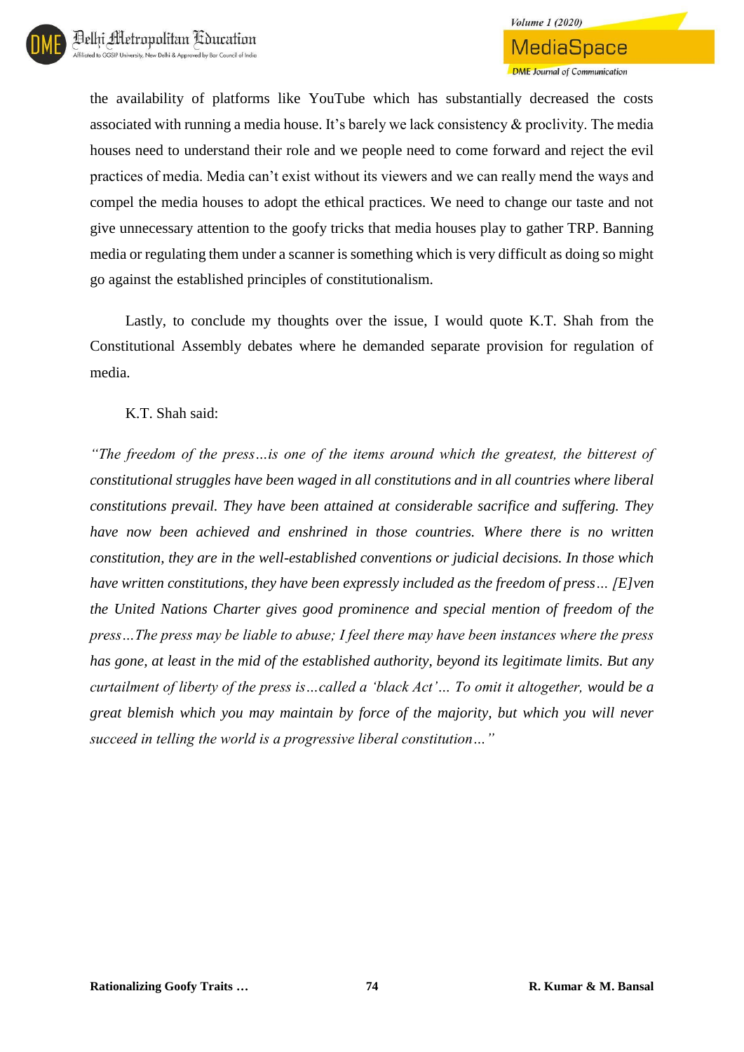the availability of platforms like YouTube which has substantially decreased the costs associated with running a media house. It's barely we lack consistency & proclivity. The media houses need to understand their role and we people need to come forward and reject the evil practices of media. Media can't exist without its viewers and we can really mend the ways and compel the media houses to adopt the ethical practices. We need to change our taste and not give unnecessary attention to the goofy tricks that media houses play to gather TRP. Banning media or regulating them under a scanner is something which is very difficult as doing so might go against the established principles of constitutionalism.

Lastly, to conclude my thoughts over the issue, I would quote K.T. Shah from the Constitutional Assembly debates where he demanded separate provision for regulation of media.

K.T. Shah said:

*"The freedom of the press…is one of the items around which the greatest, the bitterest of constitutional struggles have been waged in all constitutions and in all countries where liberal constitutions prevail. They have been attained at considerable sacrifice and suffering. They have now been achieved and enshrined in those countries. Where there is no written constitution, they are in the well-established conventions or judicial decisions. In those which have written constitutions, they have been expressly included as the freedom of press… [E]ven the United Nations Charter gives good prominence and special mention of freedom of the press…The press may be liable to abuse; I feel there may have been instances where the press has gone, at least in the mid of the established authority, beyond its legitimate limits. But any curtailment of liberty of the press is…called a 'black Act'… To omit it altogether, would be a great blemish which you may maintain by force of the majority, but which you will never succeed in telling the world is a progressive liberal constitution…"*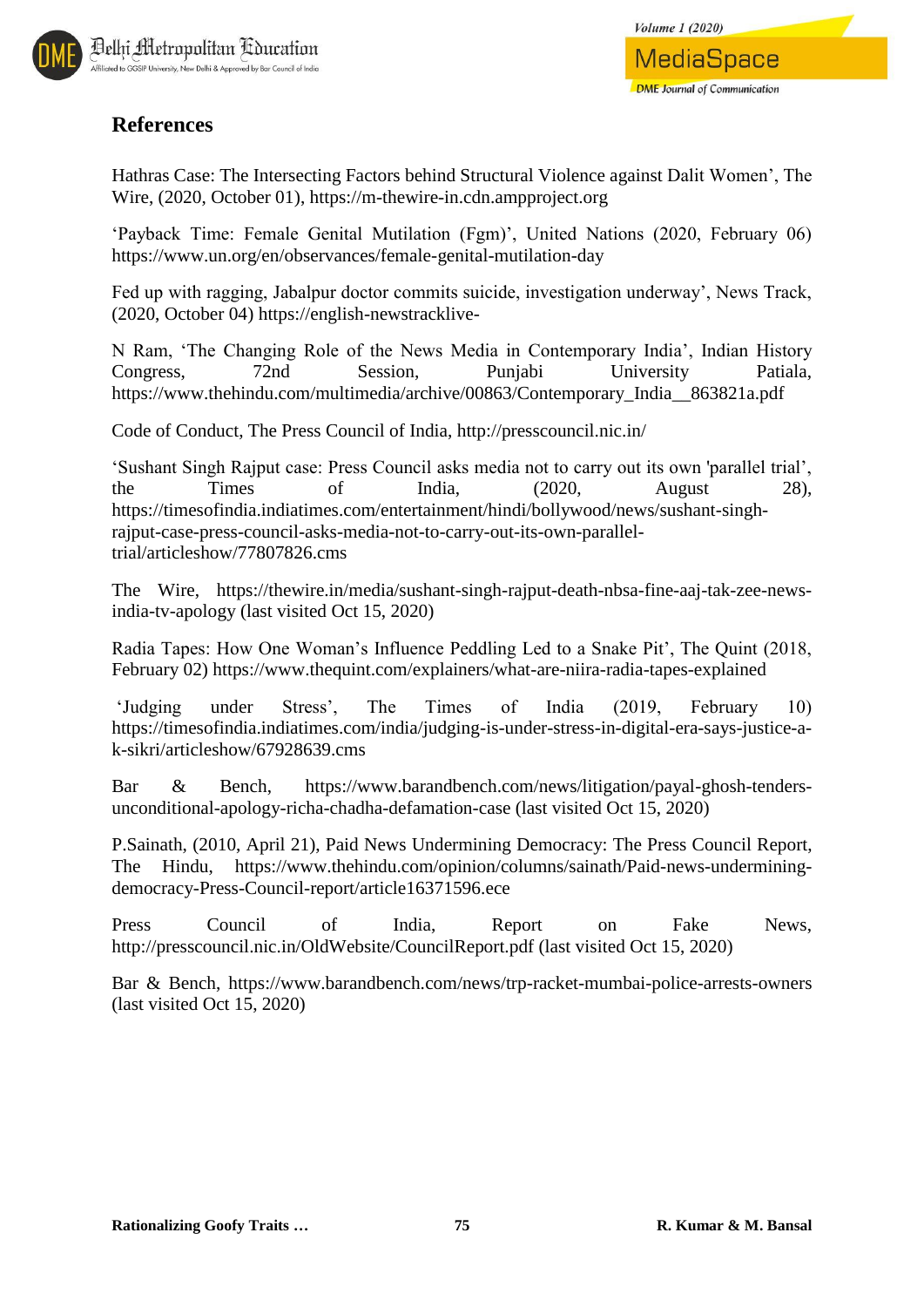## References

Hathras Case: The Intersecting Factors behind Structural Violence against Dalit Women', The Wire, (2020, October 01), https://m-thewire-in.cdn.ampproject.org

'Payback Time: Female Genital Mutilation (Fgm)', United Nations (2020, February 06) https://www.un.org/en/observances/female-genital-mutilation-day

Fed up with ragging, Jabalpur doctor commits suicide, investigation underway', News Track, (2020, October 04) https://english-newstracklive-

N Ram, 'The Changing Role of the News Media in Contemporary India', Indian History Congress, 72nd Session, Punjabi University Patiala, https://www.thehindu.com/multimedia/archive/00863/Contemporary_India__863821a.pdf

Code of Conduct, The Press Council of India, http://presscouncil.nic.in/

'Sushant Singh Rajput case: Press Council asks media not to carry out its own 'parallel trial', the Times of India, (2020, August 28), https://timesofindia.indiatimes.com/entertainment/hindi/bollywood/news/sushant-singh-rajput-case-press-council-asks-media-not-to-carry-out-its-own-parallel-trial/articleshow/77807826.cms

The Wire, https://thewire.in/media/sushant-singh-rajput-death-nbsa-fine-aaj-tak-zee-news-india-tv-apology (last visited Oct 15, 2020)

Radia Tapes: How One Woman's Influence Peddling Led to a Snake Pit', The Quint (2018, February 02) https://www.thequint.com/explainers/what-are-niira-radia-tapes-explained

'Judging under Stress', The Times of India (2019, February 10) https://timesofindia.indiatimes.com/india/judging-is-under-stress-in-digital-era-says-justice-a-k-sikri/articleshow/67928639.cms

Bar & Bench, https://www.barandbench.com/news/litigation/payal-ghosh-tenders-unconditional-apology-richa-chadha-defamation-case (last visited Oct 15, 2020)

P.Sainath, (2010, April 21), Paid News Undermining Democracy: The Press Council Report, The Hindu, https://www.thehindu.com/opinion/columns/sainath/Paid-news-undermining-democracy-Press-Council-report/article16371596.ece

Press Council of India, Report on Fake News, http://presscouncil.nic.in/OldWebsite/CouncilReport.pdf (last visited Oct 15, 2020)

Bar & Bench, https://www.barandbench.com/news/trp-racket-mumbai-police-arrests-owners (last visited Oct 15, 2020)